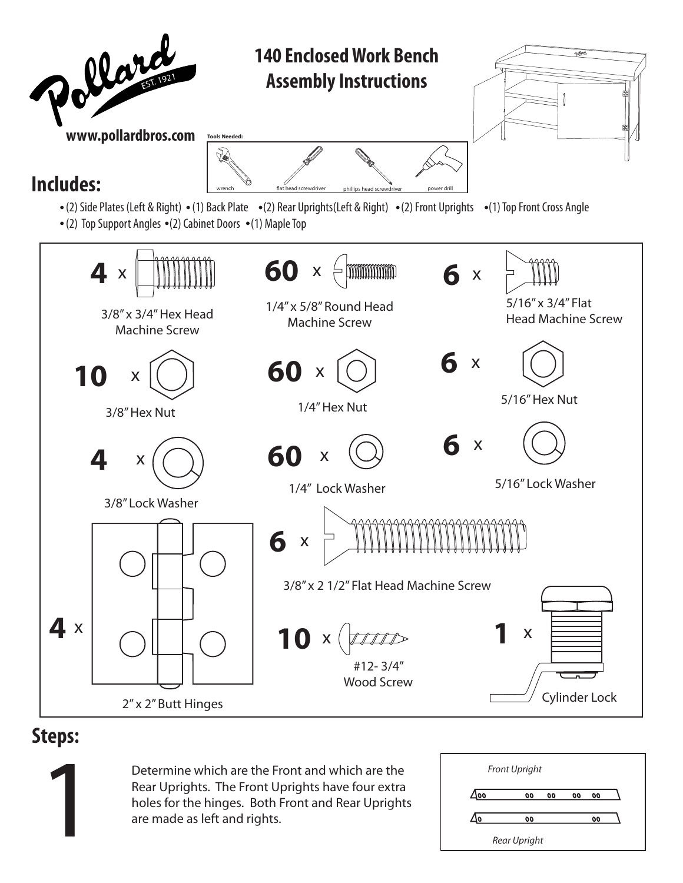Pollard EST. 1921

www.pollardbros.com

# 140 Enclosed Work Bench Assembly Instructions

**Tools Needed:**

wrench | flat head screwdriver | phillips head screwdriver | power drill

## Includes:

- (2) Side Plates (Left & Right)
- (1) Back Plate
- (2) Rear Uprights (Left & Right)
- (2) Front Uprights
- (1) Top Front Cross Angle
- (2) Top Support Angles
- (2) Cabinet Doors
- (1) Maple Top

**4** x 3/8" x 3/4" Hex Head Machine Screw

**60** x 1/4" x 5/8" Round Head Machine Screw

**6** x 5/16" x 3/4" Flat Head Machine Screw

**10** x 3/8" Hex Nut

**60** x 1/4" Hex Nut

**6** x 5/16" Hex Nut

**4** x 3/8" Lock Washer

**60** x 1/4" Lock Washer

**6** x 5/16" Lock Washer

**6** x 3/8" x 2 1/2" Flat Head Machine Screw

**4** x 2" x 2" Butt Hinges

**10** x #12- 3/4" Wood Screw

**1** x Cylinder Lock

## Steps:

**1** Determine which are the Front and which are the Rear Uprights. The Front Uprights have four extra holes for the hinges. Both Front and Rear Uprights are made as left and rights.

*Front Upright*

*Rear Upright*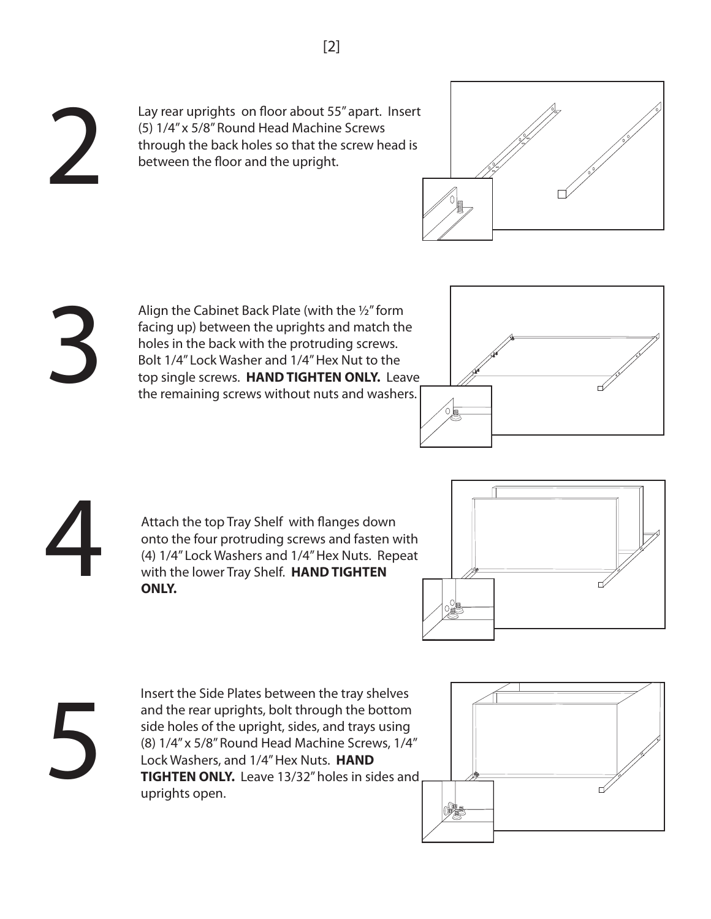## 2

Lay rear uprights on floor about 55" apart. Insert (5) 1/4" x 5/8" Round Head Machine Screws through the back holes so that the screw head is between the floor and the upright.

## 3

Align the Cabinet Back Plate (with the ½" form facing up) between the uprights and match the holes in the back with the protruding screws. Bolt 1/4" Lock Washer and 1/4" Hex Nut to the top single screws. **HAND TIGHTEN ONLY.** Leave the remaining screws without nuts and washers.

## 4

Attach the top Tray Shelf with flanges down onto the four protruding screws and fasten with (4) 1/4" Lock Washers and 1/4" Hex Nuts. Repeat with the lower Tray Shelf. **HAND TIGHTEN ONLY.**

## 5

Insert the Side Plates between the tray shelves and the rear uprights, bolt through the bottom side holes of the upright, sides, and trays using (8) 1/4" x 5/8" Round Head Machine Screws, 1/4" Lock Washers, and 1/4" Hex Nuts. **HAND TIGHTEN ONLY.** Leave 13/32" holes in sides and uprights open.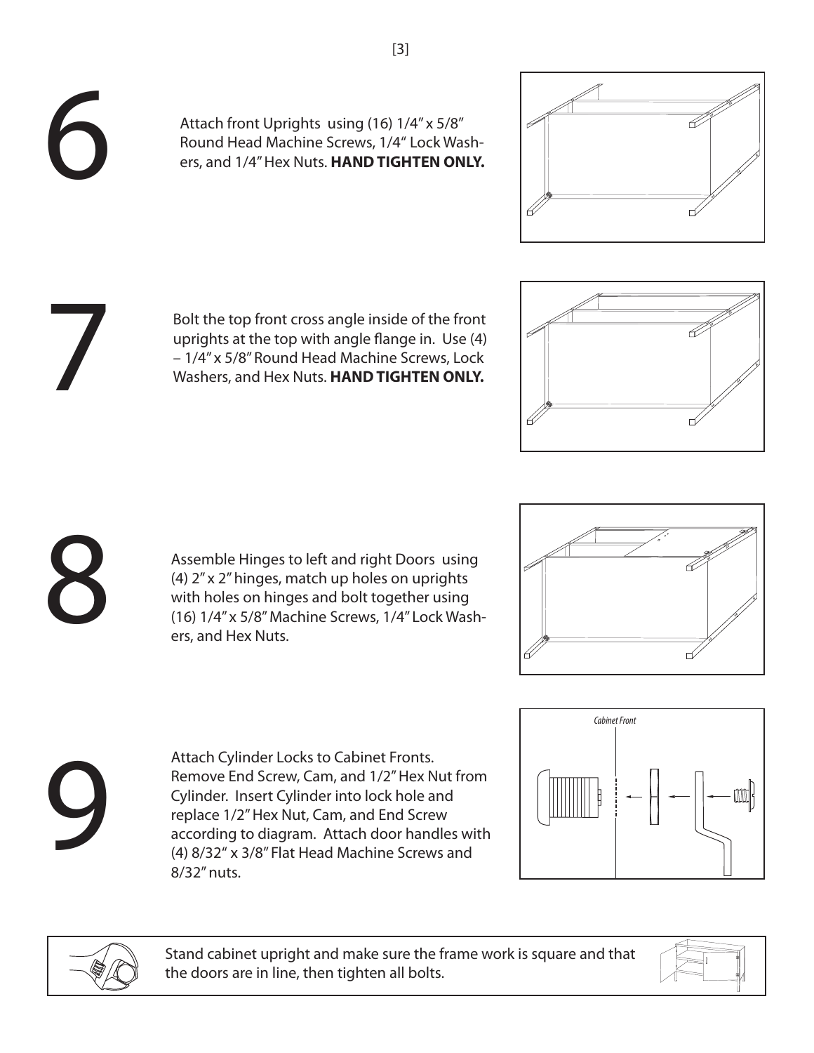# 6

Attach front Uprights using (16) 1/4" x 5/8" Round Head Machine Screws, 1/4" Lock Washers, and 1/4" Hex Nuts. **HAND TIGHTEN ONLY.**

# 7

Bolt the top front cross angle inside of the front uprights at the top with angle flange in. Use (4) – 1/4" x 5/8" Round Head Machine Screws, Lock Washers, and Hex Nuts. **HAND TIGHTEN ONLY.**

# 8

Assemble Hinges to left and right Doors using (4) 2" x 2" hinges, match up holes on uprights with holes on hinges and bolt together using (16) 1/4" x 5/8" Machine Screws, 1/4" Lock Washers, and Hex Nuts.

# 9

Attach Cylinder Locks to Cabinet Fronts. Remove End Screw, Cam, and 1/2" Hex Nut from Cylinder. Insert Cylinder into lock hole and replace 1/2" Hex Nut, Cam, and End Screw according to diagram. Attach door handles with (4) 8/32" x 3/8" Flat Head Machine Screws and 8/32" nuts.

*Cabinet Front*

Stand cabinet upright and make sure the frame work is square and that the doors are in line, then tighten all bolts.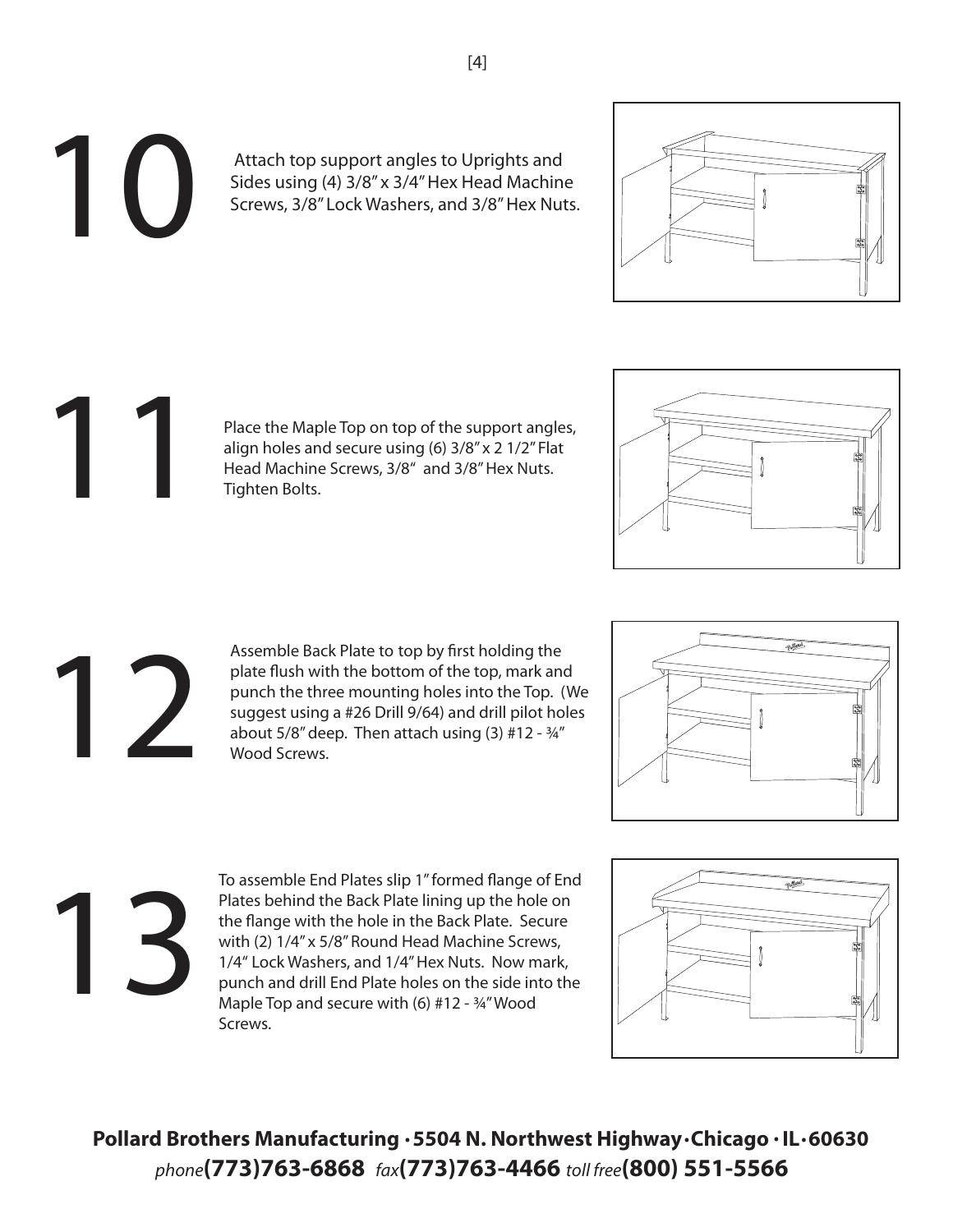# 10

Attach top support angles to Uprights and Sides using (4) 3/8" x 3/4" Hex Head Machine Screws, 3/8" Lock Washers, and 3/8" Hex Nuts.

# 11

Place the Maple Top on top of the support angles, align holes and secure using (6) 3/8" x 2 1/2" Flat Head Machine Screws, 3/8" and 3/8" Hex Nuts. Tighten Bolts.

# 12

Assemble Back Plate to top by first holding the plate flush with the bottom of the top, mark and punch the three mounting holes into the Top. (We suggest using a #26 Drill 9/64) and drill pilot holes about 5/8" deep. Then attach using (3) #12 - ¾" Wood Screws.

# 13

To assemble End Plates slip 1" formed flange of End Plates behind the Back Plate lining up the hole on the flange with the hole in the Back Plate. Secure with (2) 1/4" x 5/8" Round Head Machine Screws, 1/4" Lock Washers, and 1/4" Hex Nuts. Now mark, punch and drill End Plate holes on the side into the Maple Top and secure with (6) #12 - ¾" Wood Screws.

**Pollard Brothers Manufacturing · 5504 N. Northwest Highway · Chicago · IL · 60630**
*phone* **(773)763-6868** *fax* **(773)763-4466** *toll free* **(800) 551-5566**